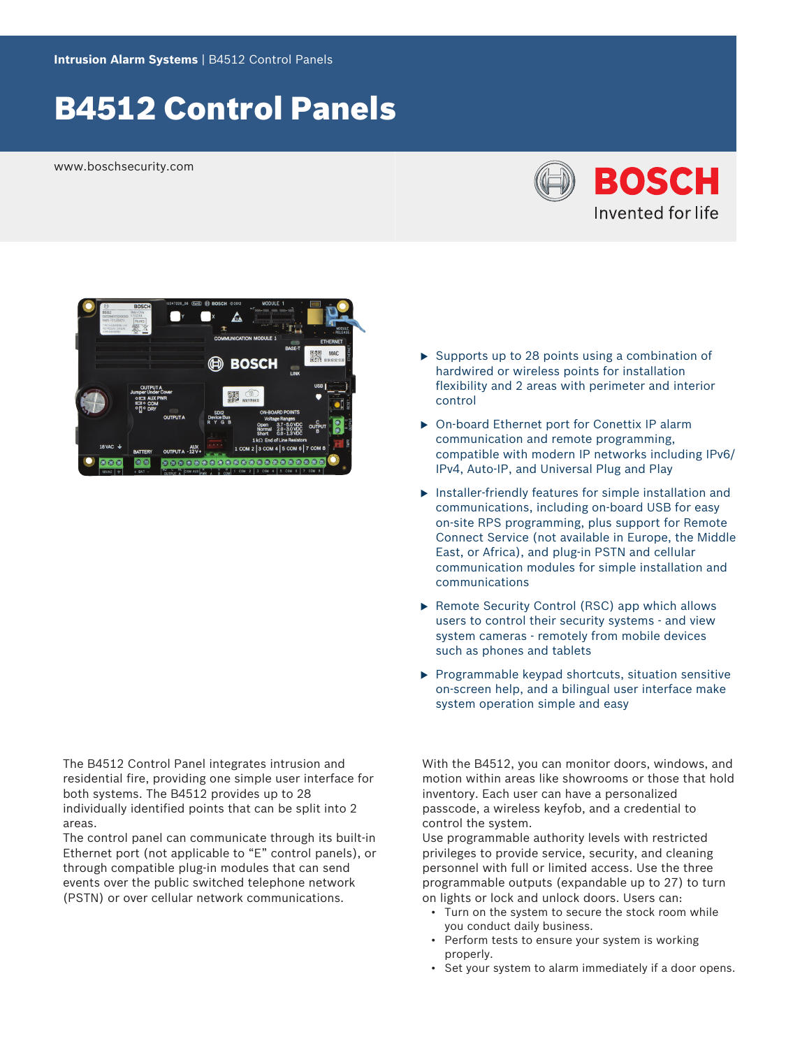Intrusion Alarm Systems | B4512 Control Panels

# B4512 Control Panels

www.boschsecurity.com

- Supports up to 28 points using a combination of hardwired or wireless points for installation flexibility and 2 areas with perimeter and interior control
- On-board Ethernet port for Conettix IP alarm communication and remote programming, compatible with modern IP networks including IPv6/IPv4, Auto-IP, and Universal Plug and Play
- Installer-friendly features for simple installation and communications, including on-board USB for easy on-site RPS programming, plus support for Remote Connect Service (not available in Europe, the Middle East, or Africa), and plug-in PSTN and cellular communication modules for simple installation and communications
- Remote Security Control (RSC) app which allows users to control their security systems - and view system cameras - remotely from mobile devices such as phones and tablets
- Programmable keypad shortcuts, situation sensitive on-screen help, and a bilingual user interface make system operation simple and easy

The B4512 Control Panel integrates intrusion and residential fire, providing one simple user interface for both systems. The B4512 provides up to 28 individually identified points that can be split into 2 areas.

The control panel can communicate through its built-in Ethernet port (not applicable to "E" control panels), or through compatible plug-in modules that can send events over the public switched telephone network (PSTN) or over cellular network communications.

With the B4512, you can monitor doors, windows, and motion within areas like showrooms or those that hold inventory. Each user can have a personalized passcode, a wireless keyfob, and a credential to control the system.

Use programmable authority levels with restricted privileges to provide service, security, and cleaning personnel with full or limited access. Use the three programmable outputs (expandable up to 27) to turn on lights or lock and unlock doors. Users can:

- Turn on the system to secure the stock room while you conduct daily business.
- Perform tests to ensure your system is working properly.
- Set your system to alarm immediately if a door opens.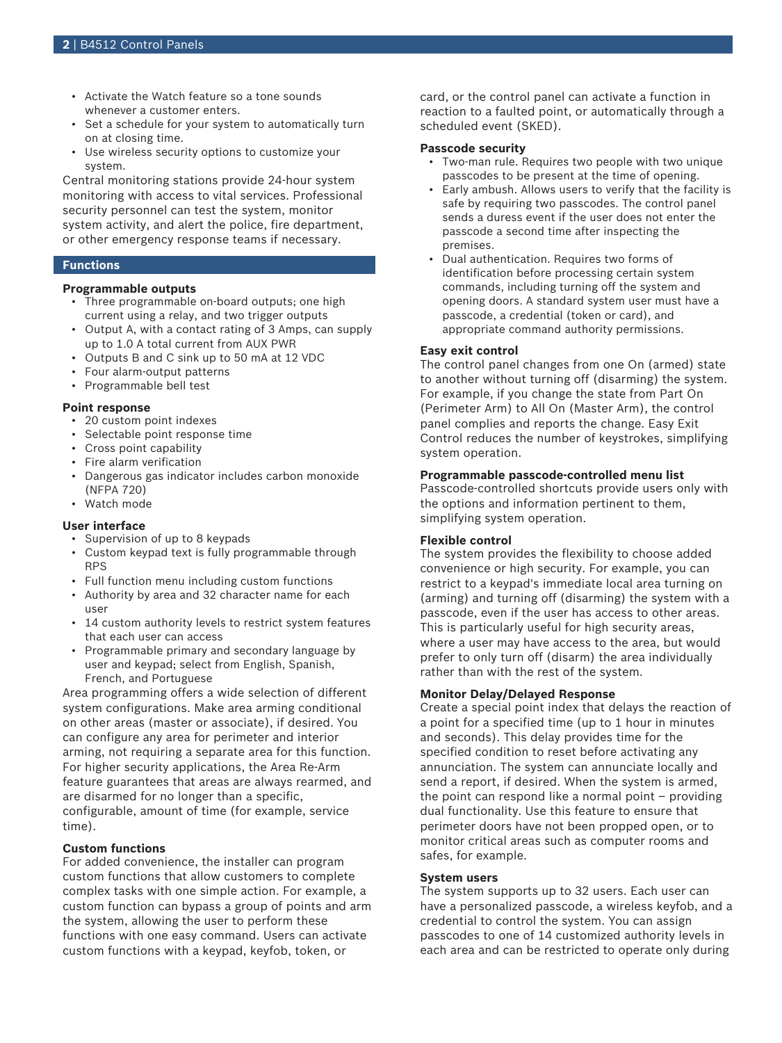- Activate the Watch feature so a tone sounds whenever a customer enters.
- Set a schedule for your system to automatically turn on at closing time.
- Use wireless security options to customize your system.

Central monitoring stations provide 24-hour system monitoring with access to vital services. Professional security personnel can test the system, monitor system activity, and alert the police, fire department, or other emergency response teams if necessary.

## Functions

### Programmable outputs

- Three programmable on-board outputs; one high current using a relay, and two trigger outputs
- Output A, with a contact rating of 3 Amps, can supply up to 1.0 A total current from AUX PWR
- Outputs B and C sink up to 50 mA at 12 VDC
- Four alarm-output patterns
- Programmable bell test

### Point response

- 20 custom point indexes
- Selectable point response time
- Cross point capability
- Fire alarm verification
- Dangerous gas indicator includes carbon monoxide (NFPA 720)
- Watch mode

### User interface

- Supervision of up to 8 keypads
- Custom keypad text is fully programmable through RPS
- Full function menu including custom functions
- Authority by area and 32 character name for each user
- 14 custom authority levels to restrict system features that each user can access
- Programmable primary and secondary language by user and keypad; select from English, Spanish, French, and Portuguese

Area programming offers a wide selection of different system configurations. Make area arming conditional on other areas (master or associate), if desired. You can configure any area for perimeter and interior arming, not requiring a separate area for this function. For higher security applications, the Area Re-Arm feature guarantees that areas are always rearmed, and are disarmed for no longer than a specific, configurable, amount of time (for example, service time).

### Custom functions

For added convenience, the installer can program custom functions that allow customers to complete complex tasks with one simple action. For example, a custom function can bypass a group of points and arm the system, allowing the user to perform these functions with one easy command. Users can activate custom functions with a keypad, keyfob, token, or card, or the control panel can activate a function in reaction to a faulted point, or automatically through a scheduled event (SKED).

### Passcode security

- Two-man rule. Requires two people with two unique passcodes to be present at the time of opening.
- Early ambush. Allows users to verify that the facility is safe by requiring two passcodes. The control panel sends a duress event if the user does not enter the passcode a second time after inspecting the premises.
- Dual authentication. Requires two forms of identification before processing certain system commands, including turning off the system and opening doors. A standard system user must have a passcode, a credential (token or card), and appropriate command authority permissions.

### Easy exit control

The control panel changes from one On (armed) state to another without turning off (disarming) the system. For example, if you change the state from Part On (Perimeter Arm) to All On (Master Arm), the control panel complies and reports the change. Easy Exit Control reduces the number of keystrokes, simplifying system operation.

### Programmable passcode-controlled menu list

Passcode-controlled shortcuts provide users only with the options and information pertinent to them, simplifying system operation.

### Flexible control

The system provides the flexibility to choose added convenience or high security. For example, you can restrict to a keypad's immediate local area turning on (arming) and turning off (disarming) the system with a passcode, even if the user has access to other areas. This is particularly useful for high security areas, where a user may have access to the area, but would prefer to only turn off (disarm) the area individually rather than with the rest of the system.

### Monitor Delay/Delayed Response

Create a special point index that delays the reaction of a point for a specified time (up to 1 hour in minutes and seconds). This delay provides time for the specified condition to reset before activating any annunciation. The system can annunciate locally and send a report, if desired. When the system is armed, the point can respond like a normal point – providing dual functionality. Use this feature to ensure that perimeter doors have not been propped open, or to monitor critical areas such as computer rooms and safes, for example.

### System users

The system supports up to 32 users. Each user can have a personalized passcode, a wireless keyfob, and a credential to control the system. You can assign passcodes to one of 14 customized authority levels in each area and can be restricted to operate only during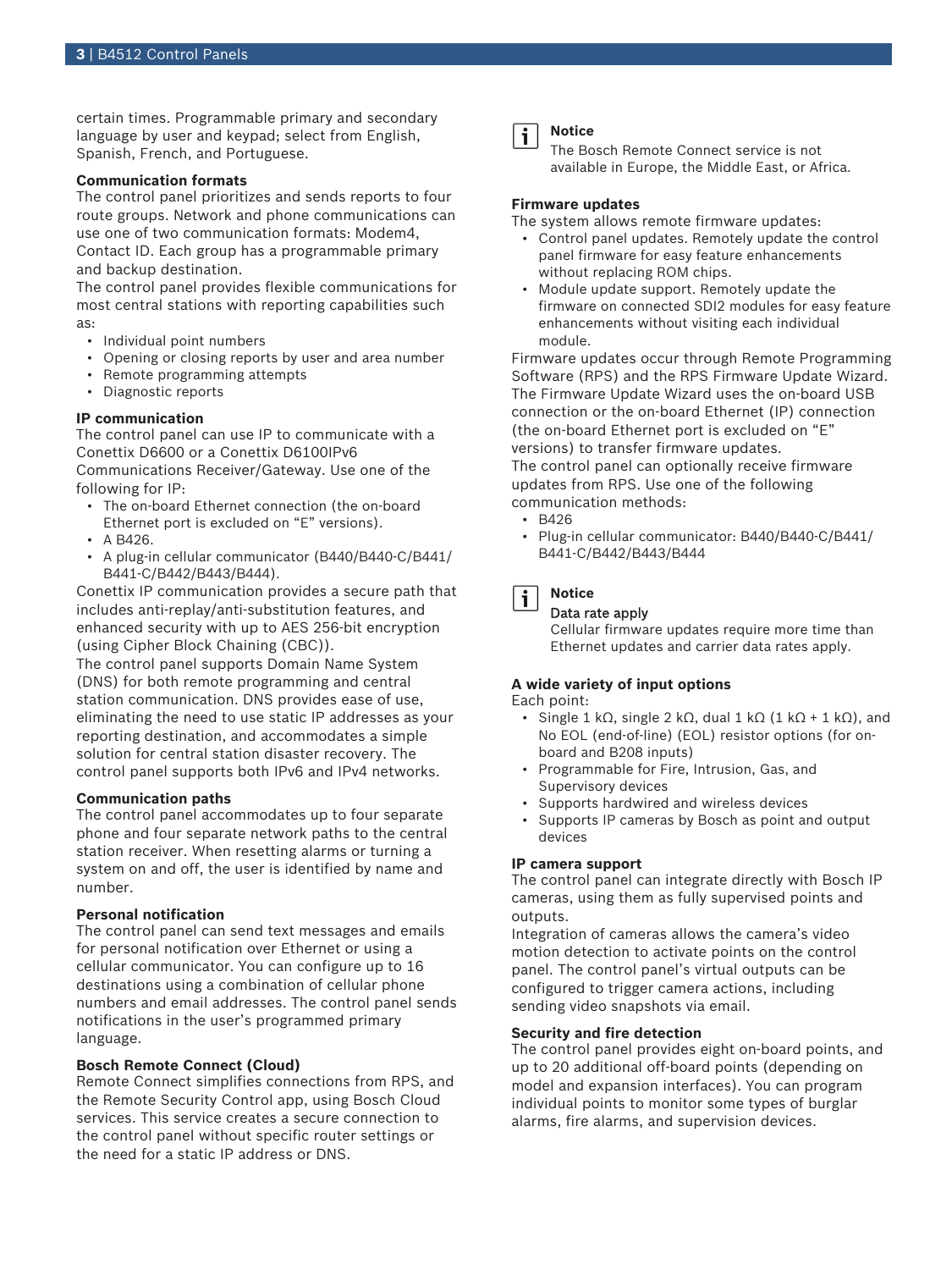certain times. Programmable primary and secondary language by user and keypad; select from English, Spanish, French, and Portuguese.

**Communication formats**

The control panel prioritizes and sends reports to four route groups. Network and phone communications can use one of two communication formats: Modem4, Contact ID. Each group has a programmable primary and backup destination.

The control panel provides flexible communications for most central stations with reporting capabilities such as:

- Individual point numbers
- Opening or closing reports by user and area number
- Remote programming attempts
- Diagnostic reports

**IP communication**

The control panel can use IP to communicate with a Conettix D6600 or a Conettix D6100IPv6 Communications Receiver/Gateway. Use one of the following for IP:

- The on-board Ethernet connection (the on-board Ethernet port is excluded on “E” versions).
- A B426.
- A plug-in cellular communicator (B440/B440-C/B441/B441-C/B442/B443/B444).

Conettix IP communication provides a secure path that includes anti-replay/anti-substitution features, and enhanced security with up to AES 256-bit encryption (using Cipher Block Chaining (CBC)).

The control panel supports Domain Name System (DNS) for both remote programming and central station communication. DNS provides ease of use, eliminating the need to use static IP addresses as your reporting destination, and accommodates a simple solution for central station disaster recovery. The control panel supports both IPv6 and IPv4 networks.

**Communication paths**

The control panel accommodates up to four separate phone and four separate network paths to the central station receiver. When resetting alarms or turning a system on and off, the user is identified by name and number.

**Personal notification**

The control panel can send text messages and emails for personal notification over Ethernet or using a cellular communicator. You can configure up to 16 destinations using a combination of cellular phone numbers and email addresses. The control panel sends notifications in the user’s programmed primary language.

**Bosch Remote Connect (Cloud)**

Remote Connect simplifies connections from RPS, and the Remote Security Control app, using Bosch Cloud services. This service creates a secure connection to the control panel without specific router settings or the need for a static IP address or DNS.

> **Notice**
> The Bosch Remote Connect service is not available in Europe, the Middle East, or Africa.

**Firmware updates**

The system allows remote firmware updates:

- Control panel updates. Remotely update the control panel firmware for easy feature enhancements without replacing ROM chips.
- Module update support. Remotely update the firmware on connected SDI2 modules for easy feature enhancements without visiting each individual module.

Firmware updates occur through Remote Programming Software (RPS) and the RPS Firmware Update Wizard. The Firmware Update Wizard uses the on-board USB connection or the on-board Ethernet (IP) connection (the on-board Ethernet port is excluded on “E” versions) to transfer firmware updates.

The control panel can optionally receive firmware updates from RPS. Use one of the following communication methods:

- B426
- Plug-in cellular communicator: B440/B440-C/B441/B441-C/B442/B443/B444

> **Notice**
> Data rate apply
> Cellular firmware updates require more time than Ethernet updates and carrier data rates apply.

**A wide variety of input options**

Each point:

- Single 1 kΩ, single 2 kΩ, dual 1 kΩ (1 kΩ + 1 kΩ), and No EOL (end-of-line) (EOL) resistor options (for on-board and B208 inputs)
- Programmable for Fire, Intrusion, Gas, and Supervisory devices
- Supports hardwired and wireless devices
- Supports IP cameras by Bosch as point and output devices

**IP camera support**

The control panel can integrate directly with Bosch IP cameras, using them as fully supervised points and outputs.

Integration of cameras allows the camera’s video motion detection to activate points on the control panel. The control panel’s virtual outputs can be configured to trigger camera actions, including sending video snapshots via email.

**Security and fire detection**

The control panel provides eight on-board points, and up to 20 additional off-board points (depending on model and expansion interfaces). You can program individual points to monitor some types of burglar alarms, fire alarms, and supervision devices.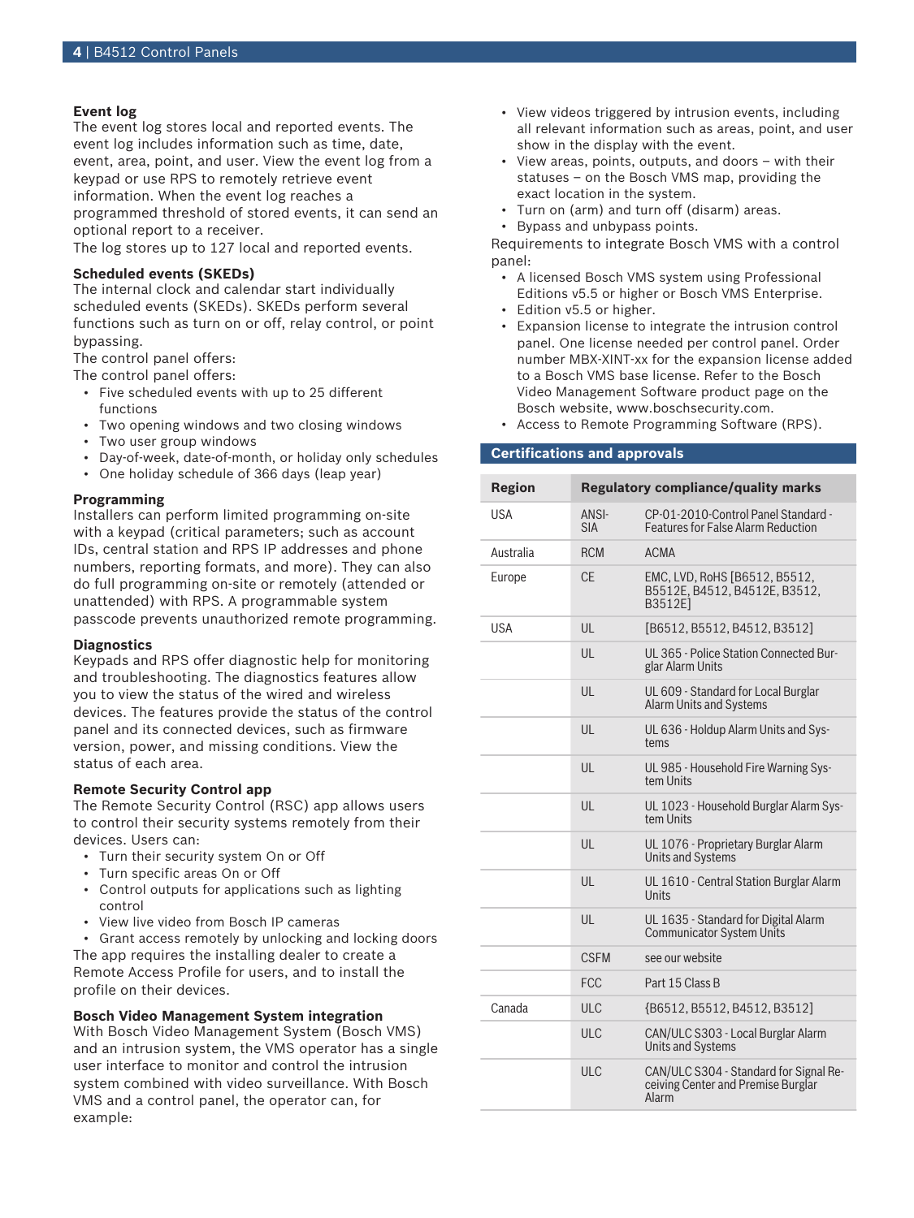### Event log

The event log stores local and reported events. The event log includes information such as time, date, event, area, point, and user. View the event log from a keypad or use RPS to remotely retrieve event information. When the event log reaches a programmed threshold of stored events, it can send an optional report to a receiver.

The log stores up to 127 local and reported events.

### Scheduled events (SKEDs)

The internal clock and calendar start individually scheduled events (SKEDs). SKEDs perform several functions such as turn on or off, relay control, or point bypassing.

The control panel offers:

The control panel offers:

- Five scheduled events with up to 25 different functions
- Two opening windows and two closing windows
- Two user group windows
- Day-of-week, date-of-month, or holiday only schedules
- One holiday schedule of 366 days (leap year)

### Programming

Installers can perform limited programming on-site with a keypad (critical parameters; such as account IDs, central station and RPS IP addresses and phone numbers, reporting formats, and more). They can also do full programming on-site or remotely (attended or unattended) with RPS. A programmable system passcode prevents unauthorized remote programming.

### Diagnostics

Keypads and RPS offer diagnostic help for monitoring and troubleshooting. The diagnostics features allow you to view the status of the wired and wireless devices. The features provide the status of the control panel and its connected devices, such as firmware version, power, and missing conditions. View the status of each area.

### Remote Security Control app

The Remote Security Control (RSC) app allows users to control their security systems remotely from their devices. Users can:

- Turn their security system On or Off
- Turn specific areas On or Off
- Control outputs for applications such as lighting control
- View live video from Bosch IP cameras
- Grant access remotely by unlocking and locking doors

The app requires the installing dealer to create a Remote Access Profile for users, and to install the profile on their devices.

### Bosch Video Management System integration

With Bosch Video Management System (Bosch VMS) and an intrusion system, the VMS operator has a single user interface to monitor and control the intrusion system combined with video surveillance. With Bosch VMS and a control panel, the operator can, for example:

- View videos triggered by intrusion events, including all relevant information such as areas, point, and user show in the display with the event.
- View areas, points, outputs, and doors – with their statuses – on the Bosch VMS map, providing the exact location in the system.
- Turn on (arm) and turn off (disarm) areas.
- Bypass and unbypass points.

Requirements to integrate Bosch VMS with a control panel:

- A licensed Bosch VMS system using Professional Editions v5.5 or higher or Bosch VMS Enterprise.
- Edition v5.5 or higher.
- Expansion license to integrate the intrusion control panel. One license needed per control panel. Order number MBX-XINT-xx for the expansion license added to a Bosch VMS base license. Refer to the Bosch Video Management Software product page on the Bosch website, www.boschsecurity.com.
- Access to Remote Programming Software (RPS).

## Certifications and approvals

| Region | Regulatory compliance/quality marks | |
|---|---|---|
| USA | ANSI-SIA | CP-01-2010-Control Panel Standard - Features for False Alarm Reduction |
| Australia | RCM | ACMA |
| Europe | CE | EMC, LVD, RoHS [B6512, B5512, B5512E, B4512, B4512E, B3512, B3512E] |
| USA | UL | [B6512, B5512, B4512, B3512] |
| | UL | UL 365 - Police Station Connected Burglar Alarm Units |
| | UL | UL 609 - Standard for Local Burglar Alarm Units and Systems |
| | UL | UL 636 - Holdup Alarm Units and Systems |
| | UL | UL 985 - Household Fire Warning System Units |
| | UL | UL 1023 - Household Burglar Alarm System Units |
| | UL | UL 1076 - Proprietary Burglar Alarm Units and Systems |
| | UL | UL 1610 - Central Station Burglar Alarm Units |
| | UL | UL 1635 - Standard for Digital Alarm Communicator System Units |
| | CSFM | see our website |
| | FCC | Part 15 Class B |
| Canada | ULC | {B6512, B5512, B4512, B3512] |
| | ULC | CAN/ULC S303 - Local Burglar Alarm Units and Systems |
| | ULC | CAN/ULC S304 - Standard for Signal Receiving Center and Premise Burglar Alarm |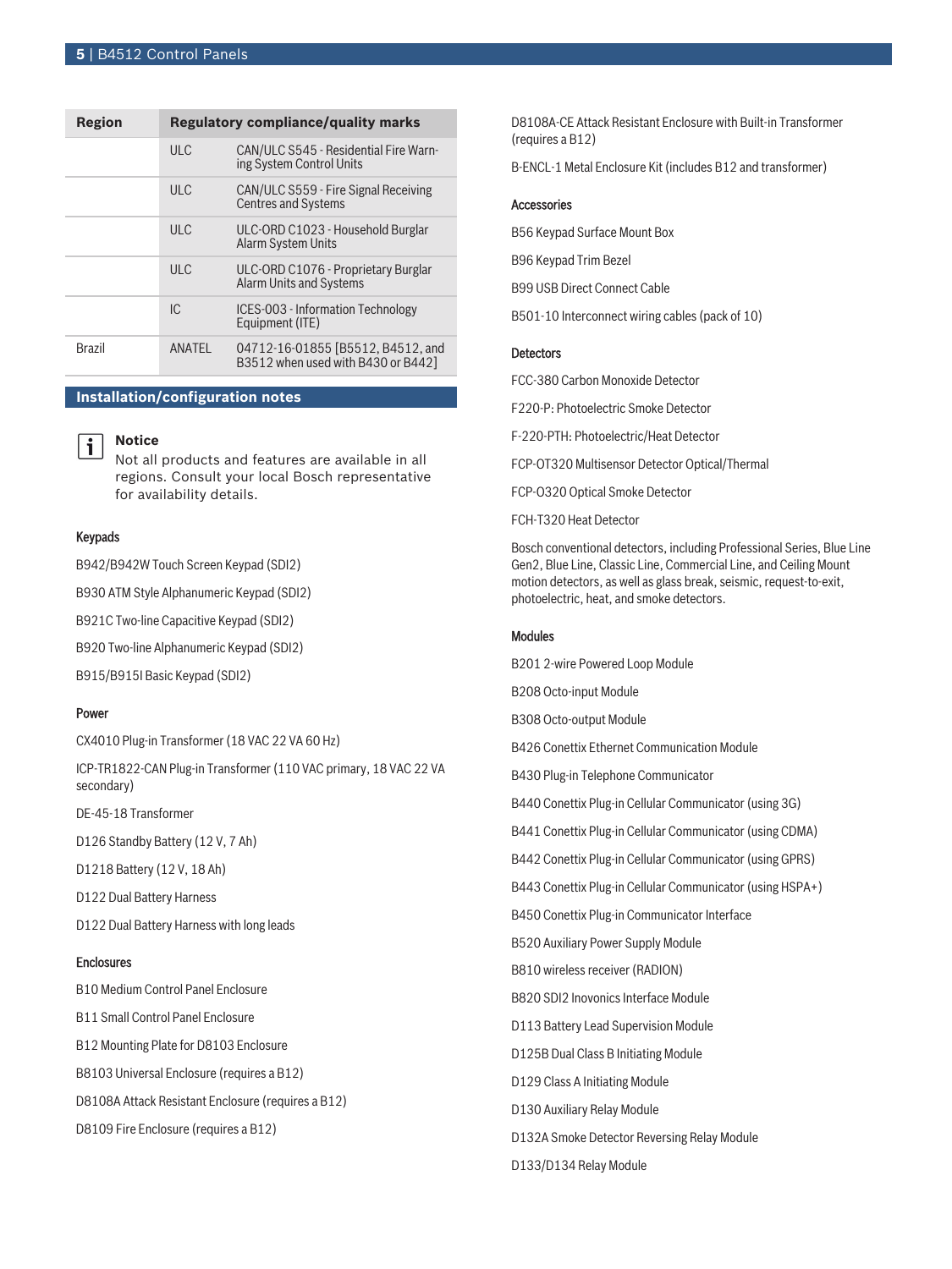| Region | Regulatory compliance/quality marks | |
|---|---|---|
| | ULC | CAN/ULC S545 - Residential Fire Warning System Control Units |
| | ULC | CAN/ULC S559 - Fire Signal Receiving Centres and Systems |
| | ULC | ULC-ORD C1023 - Household Burglar Alarm System Units |
| | ULC | ULC-ORD C1076 - Proprietary Burglar Alarm Units and Systems |
| | IC | ICES-003 - Information Technology Equipment (ITE) |
| Brazil | ANATEL | 04712-16-01855 [B5512, B4512, and B3512 when used with B430 or B442] |

## Installation/configuration notes

**Notice**
Not all products and features are available in all regions. Consult your local Bosch representative for availability details.

### Keypads

B942/B942W Touch Screen Keypad (SDI2)

B930 ATM Style Alphanumeric Keypad (SDI2)

B921C Two-line Capacitive Keypad (SDI2)

B920 Two-line Alphanumeric Keypad (SDI2)

B915/B915I Basic Keypad (SDI2)

### Power

CX4010 Plug-in Transformer (18 VAC 22 VA 60 Hz)

ICP-TR1822-CAN Plug-in Transformer (110 VAC primary, 18 VAC 22 VA secondary)

DE-45-18 Transformer

D126 Standby Battery (12 V, 7 Ah)

D1218 Battery (12 V, 18 Ah)

D122 Dual Battery Harness

D122 Dual Battery Harness with long leads

### Enclosures

B10 Medium Control Panel Enclosure

B11 Small Control Panel Enclosure

B12 Mounting Plate for D8103 Enclosure

B8103 Universal Enclosure (requires a B12)

D8108A Attack Resistant Enclosure (requires a B12)

D8109 Fire Enclosure (requires a B12)

D8108A-CE Attack Resistant Enclosure with Built-in Transformer (requires a B12)

B-ENCL-1 Metal Enclosure Kit (includes B12 and transformer)

### Accessories

B56 Keypad Surface Mount Box

B96 Keypad Trim Bezel

B99 USB Direct Connect Cable

B501-10 Interconnect wiring cables (pack of 10)

### Detectors

FCC-380 Carbon Monoxide Detector

F220-P: Photoelectric Smoke Detector

F-220-PTH: Photoelectric/Heat Detector

FCP-OT320 Multisensor Detector Optical/Thermal

FCP-O320 Optical Smoke Detector

FCH-T320 Heat Detector

Bosch conventional detectors, including Professional Series, Blue Line Gen2, Blue Line, Classic Line, Commercial Line, and Ceiling Mount motion detectors, as well as glass break, seismic, request-to-exit, photoelectric, heat, and smoke detectors.

### Modules

B201 2-wire Powered Loop Module

B208 Octo-input Module

B308 Octo-output Module

B426 Conettix Ethernet Communication Module

B430 Plug-in Telephone Communicator

B440 Conettix Plug-in Cellular Communicator (using 3G)

B441 Conettix Plug-in Cellular Communicator (using CDMA)

B442 Conettix Plug-in Cellular Communicator (using GPRS)

B443 Conettix Plug-in Cellular Communicator (using HSPA+)

B450 Conettix Plug-in Communicator Interface

B520 Auxiliary Power Supply Module

B810 wireless receiver (RADION)

B820 SDI2 Inovonics Interface Module

D113 Battery Lead Supervision Module

D125B Dual Class B Initiating Module

D129 Class A Initiating Module

D130 Auxiliary Relay Module

D132A Smoke Detector Reversing Relay Module

D133/D134 Relay Module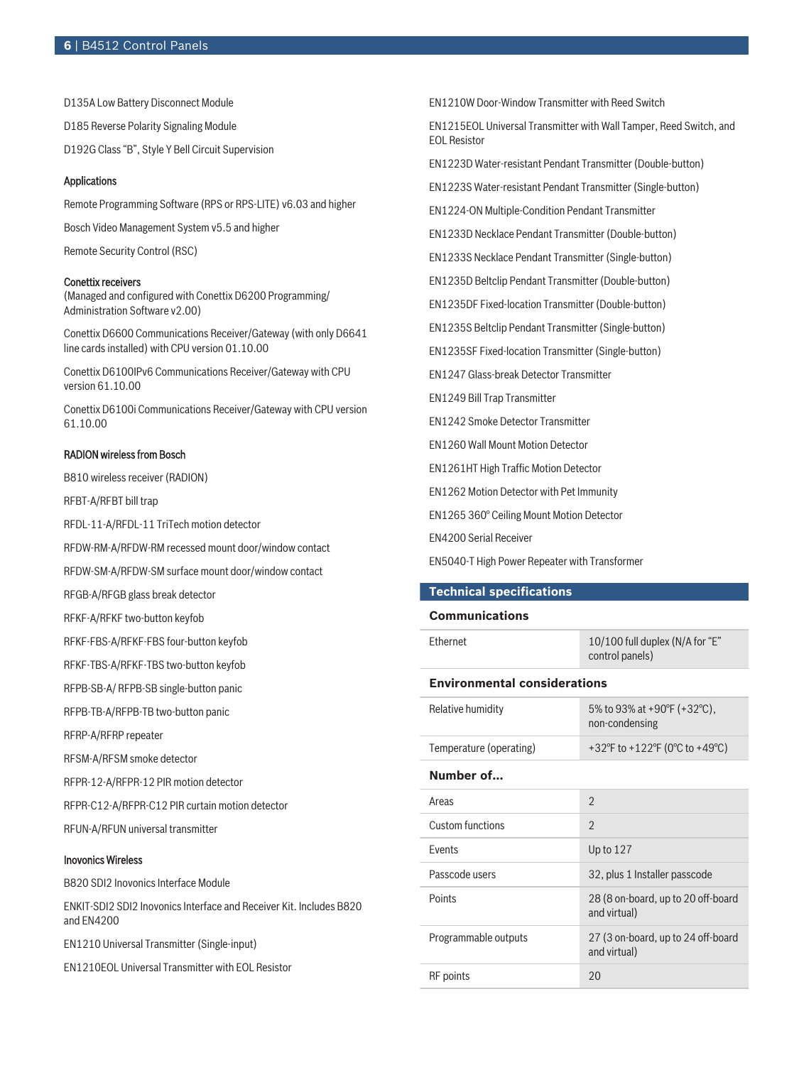D135A Low Battery Disconnect Module

D185 Reverse Polarity Signaling Module

D192G Class "B", Style Y Bell Circuit Supervision

### Applications

Remote Programming Software (RPS or RPS-LITE) v6.03 and higher

Bosch Video Management System v5.5 and higher

Remote Security Control (RSC)

### Conettix receivers

(Managed and configured with Conettix D6200 Programming/Administration Software v2.00)

Conettix D6600 Communications Receiver/Gateway (with only D6641 line cards installed) with CPU version 01.10.00

Conettix D6100IPv6 Communications Receiver/Gateway with CPU version 61.10.00

Conettix D6100i Communications Receiver/Gateway with CPU version 61.10.00

### RADION wireless from Bosch

B810 wireless receiver (RADION)

RFBT-A/RFBT bill trap

RFDL-11-A/RFDL-11 TriTech motion detector

RFDW-RM-A/RFDW-RM recessed mount door/window contact

RFDW-SM-A/RFDW-SM surface mount door/window contact

RFGB-A/RFGB glass break detector

RFKF-A/RFKF two-button keyfob

RFKF-FBS-A/RFKF-FBS four-button keyfob

RFKF-TBS-A/RFKF-TBS two-button keyfob

RFPB-SB-A/ RFPB-SB single-button panic

RFPB-TB-A/RFPB-TB two-button panic

RFRP-A/RFRP repeater

RFSM-A/RFSM smoke detector

RFPR-12-A/RFPR-12 PIR motion detector

RFPR-C12-A/RFPR-C12 PIR curtain motion detector

RFUN-A/RFUN universal transmitter

### Inovonics Wireless

B820 SDI2 Inovonics Interface Module

ENKIT-SDI2 SDI2 Inovonics Interface and Receiver Kit. Includes B820 and EN4200

EN1210 Universal Transmitter (Single-input)

EN1210EOL Universal Transmitter with EOL Resistor

EN1210W Door-Window Transmitter with Reed Switch

EN1215EOL Universal Transmitter with Wall Tamper, Reed Switch, and EOL Resistor

EN1223D Water-resistant Pendant Transmitter (Double-button)

EN1223S Water-resistant Pendant Transmitter (Single-button)

EN1224-ON Multiple-Condition Pendant Transmitter

EN1233D Necklace Pendant Transmitter (Double-button)

EN1233S Necklace Pendant Transmitter (Single-button)

EN1235D Beltclip Pendant Transmitter (Double-button)

EN1235DF Fixed-location Transmitter (Double-button)

EN1235S Beltclip Pendant Transmitter (Single-button)

EN1235SF Fixed-location Transmitter (Single-button)

EN1247 Glass-break Detector Transmitter

EN1249 Bill Trap Transmitter

EN1242 Smoke Detector Transmitter

EN1260 Wall Mount Motion Detector

EN1261HT High Traffic Motion Detector

EN1262 Motion Detector with Pet Immunity

EN1265 360° Ceiling Mount Motion Detector

EN4200 Serial Receiver

EN5040-T High Power Repeater with Transformer

## Technical specifications

### Communications

| | |
|---|---|
| Ethernet | 10/100 full duplex (N/A for "E" control panels) |

### Environmental considerations

| | |
|---|---|
| Relative humidity | 5% to 93% at +90°F (+32°C), non-condensing |
| Temperature (operating) | +32°F to +122°F (0°C to +49°C) |

### Number of...

| | |
|---|---|
| Areas | 2 |
| Custom functions | 2 |
| Events | Up to 127 |
| Passcode users | 32, plus 1 Installer passcode |
| Points | 28 (8 on-board, up to 20 off-board and virtual) |
| Programmable outputs | 27 (3 on-board, up to 24 off-board and virtual) |
| RF points | 20 |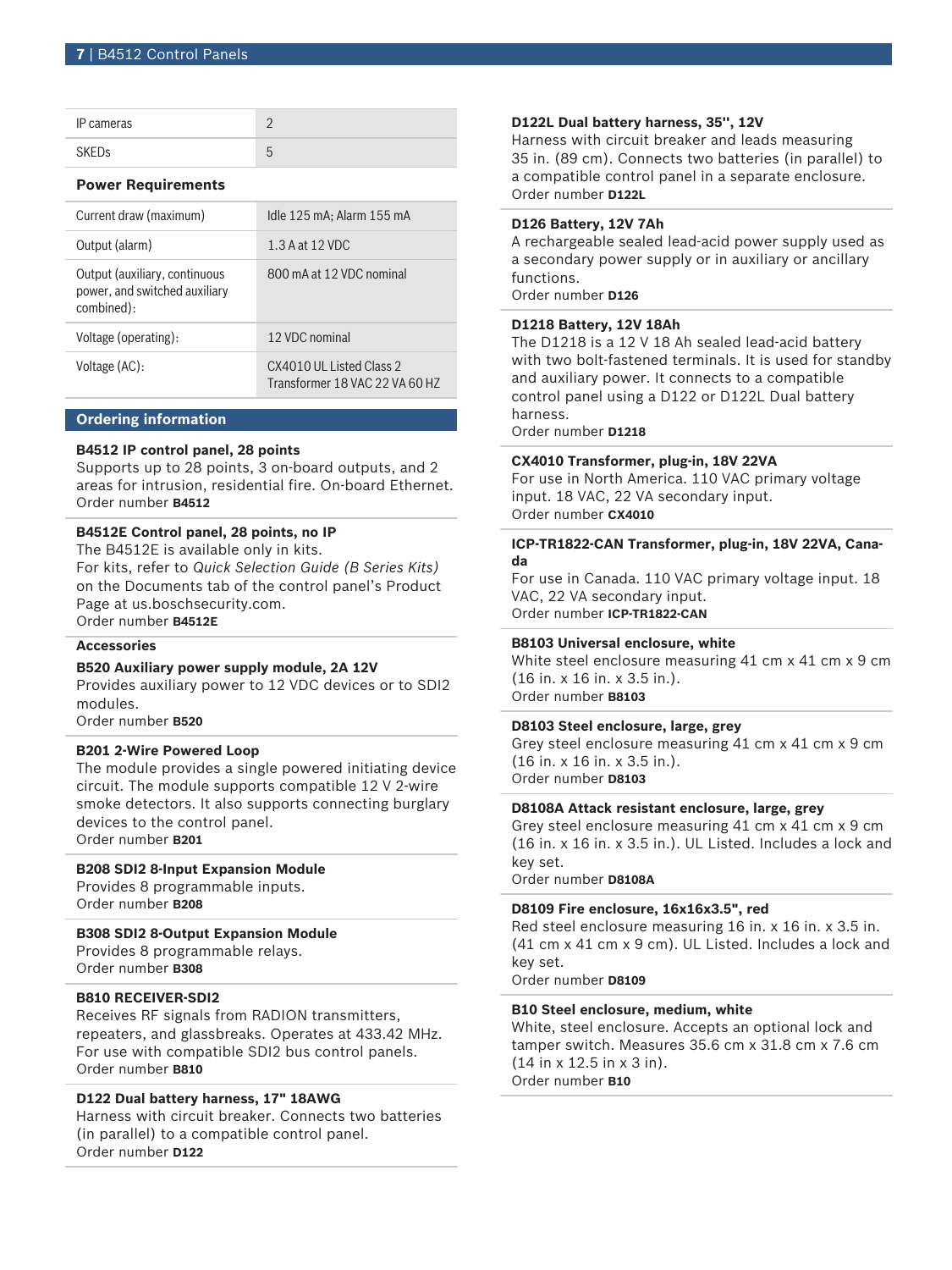| | |
|---|---|
| IP cameras | 2 |
| SKEDs | 5 |

### Power Requirements

| | |
|---|---|
| Current draw (maximum) | Idle 125 mA; Alarm 155 mA |
| Output (alarm) | 1.3 A at 12 VDC |
| Output (auxiliary, continuous power, and switched auxiliary combined): | 800 mA at 12 VDC nominal |
| Voltage (operating): | 12 VDC nominal |
| Voltage (AC): | CX4010 UL Listed Class 2 Transformer 18 VAC 22 VA 60 HZ |

## Ordering information

**B4512 IP control panel, 28 points**
Supports up to 28 points, 3 on-board outputs, and 2 areas for intrusion, residential fire. On-board Ethernet.
Order number **B4512**

**B4512E Control panel, 28 points, no IP**
The B4512E is available only in kits.
For kits, refer to *Quick Selection Guide (B Series Kits)* on the Documents tab of the control panel's Product Page at us.boschsecurity.com.
Order number **B4512E**

### Accessories

**B520 Auxiliary power supply module, 2A 12V**
Provides auxiliary power to 12 VDC devices or to SDI2 modules.
Order number **B520**

**B201 2-Wire Powered Loop**
The module provides a single powered initiating device circuit. The module supports compatible 12 V 2-wire smoke detectors. It also supports connecting burglary devices to the control panel.
Order number **B201**

**B208 SDI2 8-Input Expansion Module**
Provides 8 programmable inputs.
Order number **B208**

**B308 SDI2 8-Output Expansion Module**
Provides 8 programmable relays.
Order number **B308**

**B810 RECEIVER-SDI2**
Receives RF signals from RADION transmitters, repeaters, and glassbreaks. Operates at 433.42 MHz. For use with compatible SDI2 bus control panels.
Order number **B810**

**D122 Dual battery harness, 17" 18AWG**
Harness with circuit breaker. Connects two batteries (in parallel) to a compatible control panel.
Order number **D122**

**D122L Dual battery harness, 35", 12V**
Harness with circuit breaker and leads measuring 35 in. (89 cm). Connects two batteries (in parallel) to a compatible control panel in a separate enclosure.
Order number **D122L**

**D126 Battery, 12V 7Ah**
A rechargeable sealed lead-acid power supply used as a secondary power supply or in auxiliary or ancillary functions.
Order number **D126**

**D1218 Battery, 12V 18Ah**
The D1218 is a 12 V 18 Ah sealed lead-acid battery with two bolt-fastened terminals. It is used for standby and auxiliary power. It connects to a compatible control panel using a D122 or D122L Dual battery harness.
Order number **D1218**

**CX4010 Transformer, plug-in, 18V 22VA**
For use in North America. 110 VAC primary voltage input. 18 VAC, 22 VA secondary input.
Order number **CX4010**

**ICP-TR1822-CAN Transformer, plug-in, 18V 22VA, Canada**
For use in Canada. 110 VAC primary voltage input. 18 VAC, 22 VA secondary input.
Order number **ICP-TR1822-CAN**

**B8103 Universal enclosure, white**
White steel enclosure measuring 41 cm x 41 cm x 9 cm (16 in. x 16 in. x 3.5 in.).
Order number **B8103**

**D8103 Steel enclosure, large, grey**
Grey steel enclosure measuring 41 cm x 41 cm x 9 cm (16 in. x 16 in. x 3.5 in.).
Order number **D8103**

**D8108A Attack resistant enclosure, large, grey**
Grey steel enclosure measuring 41 cm x 41 cm x 9 cm (16 in. x 16 in. x 3.5 in.). UL Listed. Includes a lock and key set.
Order number **D8108A**

**D8109 Fire enclosure, 16x16x3.5", red**
Red steel enclosure measuring 16 in. x 16 in. x 3.5 in. (41 cm x 41 cm x 9 cm). UL Listed. Includes a lock and key set.
Order number **D8109**

**B10 Steel enclosure, medium, white**
White, steel enclosure. Accepts an optional lock and tamper switch. Measures 35.6 cm x 31.8 cm x 7.6 cm (14 in x 12.5 in x 3 in).
Order number **B10**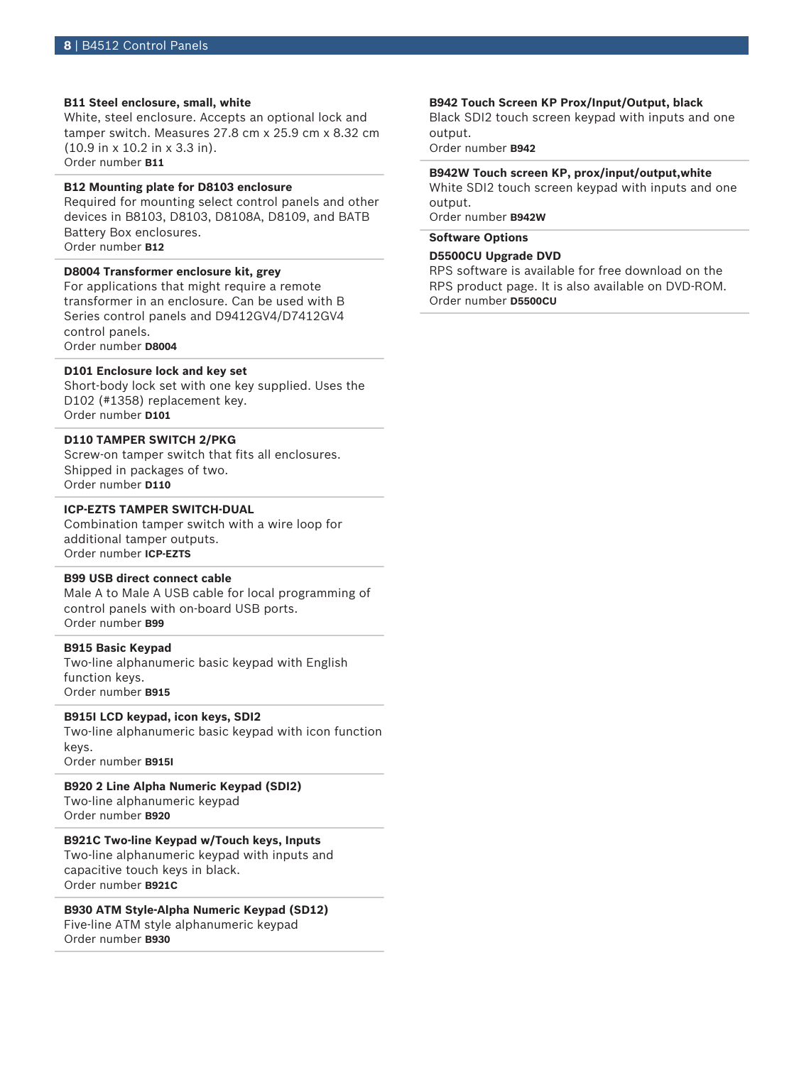**B11 Steel enclosure, small, white**
White, steel enclosure. Accepts an optional lock and tamper switch. Measures 27.8 cm x 25.9 cm x 8.32 cm (10.9 in x 10.2 in x 3.3 in).
Order number **B11**

**B12 Mounting plate for D8103 enclosure**
Required for mounting select control panels and other devices in B8103, D8103, D8108A, D8109, and BATB Battery Box enclosures.
Order number **B12**

**D8004 Transformer enclosure kit, grey**
For applications that might require a remote transformer in an enclosure. Can be used with B Series control panels and D9412GV4/D7412GV4 control panels.
Order number **D8004**

**D101 Enclosure lock and key set**
Short-body lock set with one key supplied. Uses the D102 (#1358) replacement key.
Order number **D101**

**D110 TAMPER SWITCH 2/PKG**
Screw-on tamper switch that fits all enclosures. Shipped in packages of two.
Order number **D110**

**ICP-EZTS TAMPER SWITCH-DUAL**
Combination tamper switch with a wire loop for additional tamper outputs.
Order number **ICP-EZTS**

**B99 USB direct connect cable**
Male A to Male A USB cable for local programming of control panels with on-board USB ports.
Order number **B99**

**B915 Basic Keypad**
Two-line alphanumeric basic keypad with English function keys.
Order number **B915**

**B915I LCD keypad, icon keys, SDI2**
Two-line alphanumeric basic keypad with icon function keys.
Order number **B915I**

**B920 2 Line Alpha Numeric Keypad (SDI2)**
Two-line alphanumeric keypad
Order number **B920**

**B921C Two-line Keypad w/Touch keys, Inputs**
Two-line alphanumeric keypad with inputs and capacitive touch keys in black.
Order number **B921C**

**B930 ATM Style-Alpha Numeric Keypad (SD12)**
Five-line ATM style alphanumeric keypad
Order number **B930**

**B942 Touch Screen KP Prox/Input/Output, black**
Black SDI2 touch screen keypad with inputs and one output.
Order number **B942**

**B942W Touch screen KP, prox/input/output,white**
White SDI2 touch screen keypad with inputs and one output.
Order number **B942W**

### Software Options

**D5500CU Upgrade DVD**
RPS software is available for free download on the RPS product page. It is also available on DVD-ROM.
Order number **D5500CU**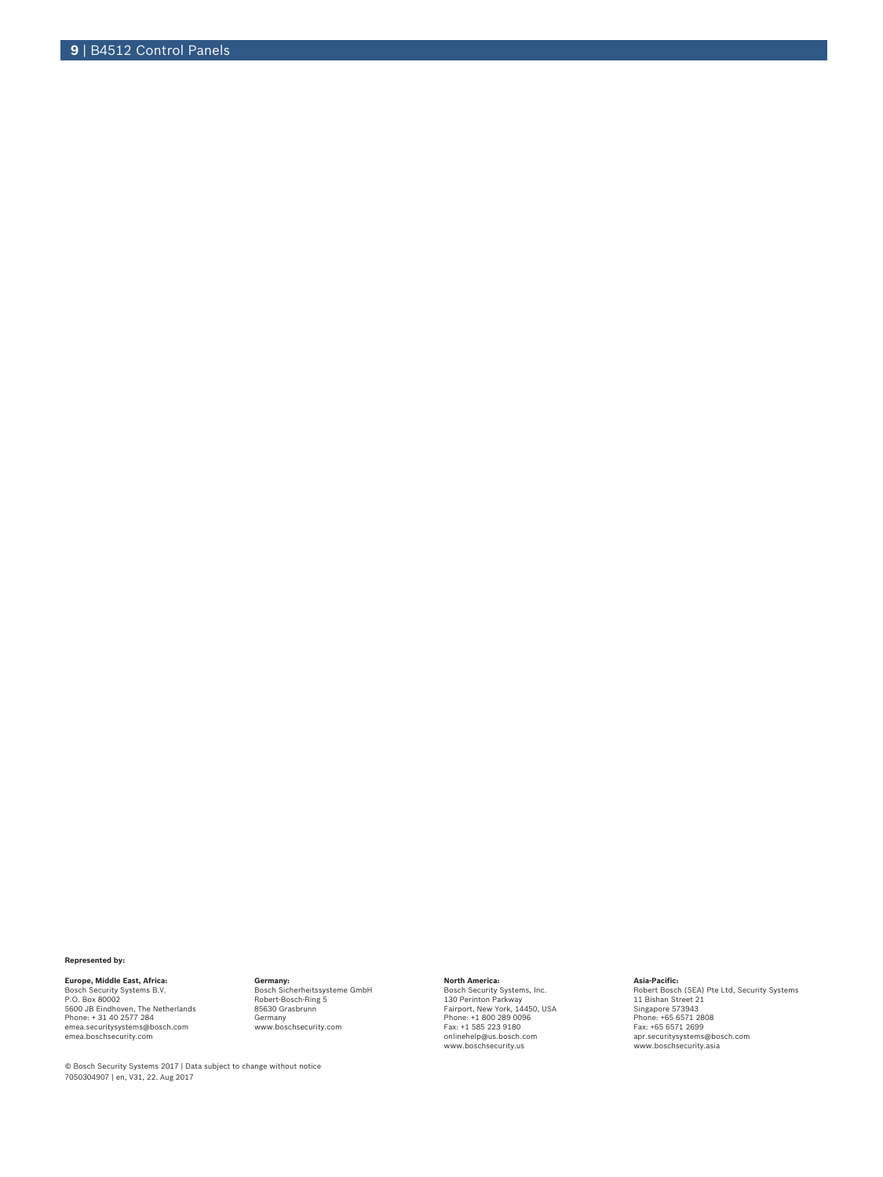**Represented by:**

**Europe, Middle East, Africa:**
Bosch Security Systems B.V.
P.O. Box 80002
5600 JB Eindhoven, The Netherlands
Phone: + 31 40 2577 284
emea.securitysystems@bosch.com
emea.boschsecurity.com

**Germany:**
Bosch Sicherheitssysteme GmbH
Robert-Bosch-Ring 5
85630 Grasbrunn
Germany
www.boschsecurity.com

**North America:**
Bosch Security Systems, Inc.
130 Perinton Parkway
Fairport, New York, 14450, USA
Phone: +1 800 289 0096
Fax: +1 585 223 9180
onlinehelp@us.bosch.com
www.boschsecurity.us

**Asia-Pacific:**
Robert Bosch (SEA) Pte Ltd, Security Systems
11 Bishan Street 21
Singapore 573943
Phone: +65 6571 2808
Fax: +65 6571 2699
apr.securitysystems@bosch.com
www.boschsecurity.asia

© Bosch Security Systems 2017 | Data subject to change without notice
7050304907 | en, V31, 22. Aug 2017